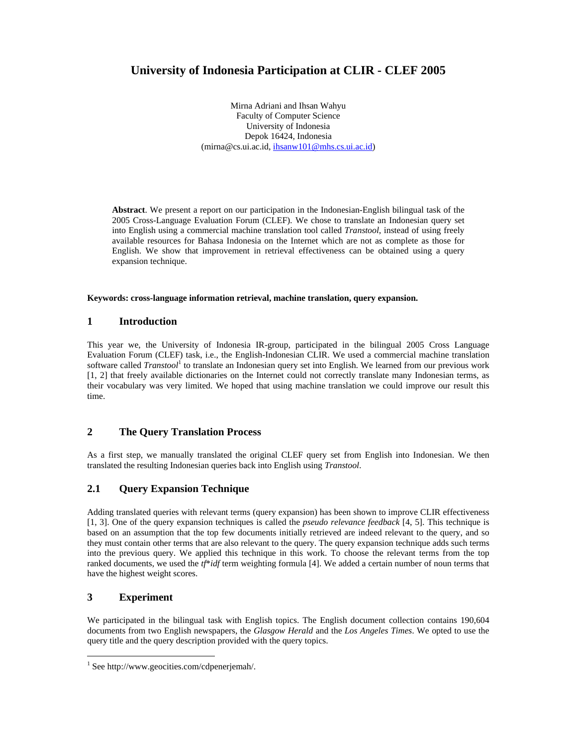# University of Indonesia Participation at CLIR - CLEF 2005

Mirna Adriani and Ihsan Wahyu
Faculty of Computer Science
University of Indonesia
Depok 16424, Indonesia
(mirna@cs.ui.ac.id, ihsanw101@mhs.cs.ui.ac.id)

**Abstract**. We present a report on our participation in the Indonesian-English bilingual task of the 2005 Cross-Language Evaluation Forum (CLEF). We chose to translate an Indonesian query set into English using a commercial machine translation tool called *Transtool*, instead of using freely available resources for Bahasa Indonesia on the Internet which are not as complete as those for English. We show that improvement in retrieval effectiveness can be obtained using a query expansion technique.

**Keywords: cross-language information retrieval, machine translation, query expansion.**

## 1 Introduction

This year we, the University of Indonesia IR-group, participated in the bilingual 2005 Cross Language Evaluation Forum (CLEF) task, i.e., the English-Indonesian CLIR. We used a commercial machine translation software called *Transtool*[1] to translate an Indonesian query set into English. We learned from our previous work [1, 2] that freely available dictionaries on the Internet could not correctly translate many Indonesian terms, as their vocabulary was very limited. We hoped that using machine translation we could improve our result this time.

## 2 The Query Translation Process

As a first step, we manually translated the original CLEF query set from English into Indonesian. We then translated the resulting Indonesian queries back into English using *Transtool*.

### 2.1 Query Expansion Technique

Adding translated queries with relevant terms (query expansion) has been shown to improve CLIR effectiveness [1, 3]. One of the query expansion techniques is called the *pseudo relevance feedback* [4, 5]. This technique is based on an assumption that the top few documents initially retrieved are indeed relevant to the query, and so they must contain other terms that are also relevant to the query. The query expansion technique adds such terms into the previous query. We applied this technique in this work. To choose the relevant terms from the top ranked documents, we used the *tf*\**idf* term weighting formula [4]. We added a certain number of noun terms that have the highest weight scores.

## 3 Experiment

We participated in the bilingual task with English topics. The English document collection contains 190,604 documents from two English newspapers, the *Glasgow Herald* and the *Los Angeles Times*. We opted to use the query title and the query description provided with the query topics.

---

[1] See http://www.geocities.com/cdpenerjemah/.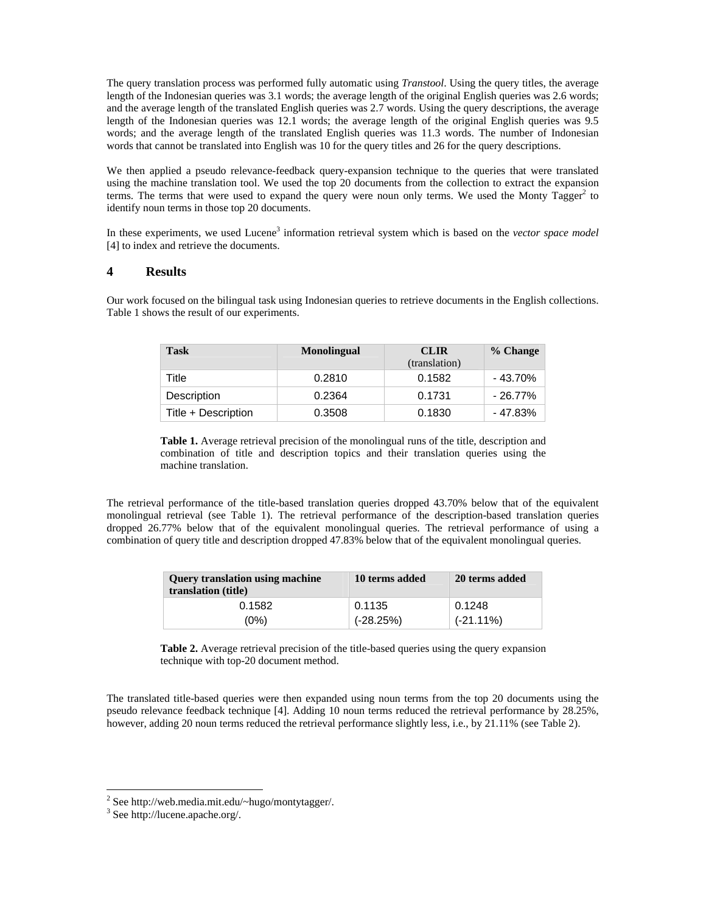The query translation process was performed fully automatic using *Transtool*. Using the query titles, the average length of the Indonesian queries was 3.1 words; the average length of the original English queries was 2.6 words; and the average length of the translated English queries was 2.7 words. Using the query descriptions, the average length of the Indonesian queries was 12.1 words; the average length of the original English queries was 9.5 words; and the average length of the translated English queries was 11.3 words. The number of Indonesian words that cannot be translated into English was 10 for the query titles and 26 for the query descriptions.

We then applied a pseudo relevance-feedback query-expansion technique to the queries that were translated using the machine translation tool. We used the top 20 documents from the collection to extract the expansion terms. The terms that were used to expand the query were noun only terms. We used the Monty Tagger[2] to identify noun terms in those top 20 documents.

In these experiments, we used Lucene[3] information retrieval system which is based on the *vector space model* [4] to index and retrieve the documents.

## 4 Results

Our work focused on the bilingual task using Indonesian queries to retrieve documents in the English collections. Table 1 shows the result of our experiments.

| Task | Monolingual | CLIR (translation) | % Change |
|---|---|---|---|
| Title | 0.2810 | 0.1582 | - 43.70% |
| Description | 0.2364 | 0.1731 | - 26.77% |
| Title + Description | 0.3508 | 0.1830 | - 47.83% |

**Table 1.** Average retrieval precision of the monolingual runs of the title, description and combination of title and description topics and their translation queries using the machine translation.

The retrieval performance of the title-based translation queries dropped 43.70% below that of the equivalent monolingual retrieval (see Table 1). The retrieval performance of the description-based translation queries dropped 26.77% below that of the equivalent monolingual queries. The retrieval performance of using a combination of query title and description dropped 47.83% below that of the equivalent monolingual queries.

| Query translation using machine translation (title) | 10 terms added | 20 terms added |
|---|---|---|
| 0.1582 (0%) | 0.1135 (-28.25%) | 0.1248 (-21.11%) |

**Table 2.** Average retrieval precision of the title-based queries using the query expansion technique with top-20 document method.

The translated title-based queries were then expanded using noun terms from the top 20 documents using the pseudo relevance feedback technique [4]. Adding 10 noun terms reduced the retrieval performance by 28.25%, however, adding 20 noun terms reduced the retrieval performance slightly less, i.e., by 21.11% (see Table 2).

[2] See http://web.media.mit.edu/~hugo/montytagger/.

[3] See http://lucene.apache.org/.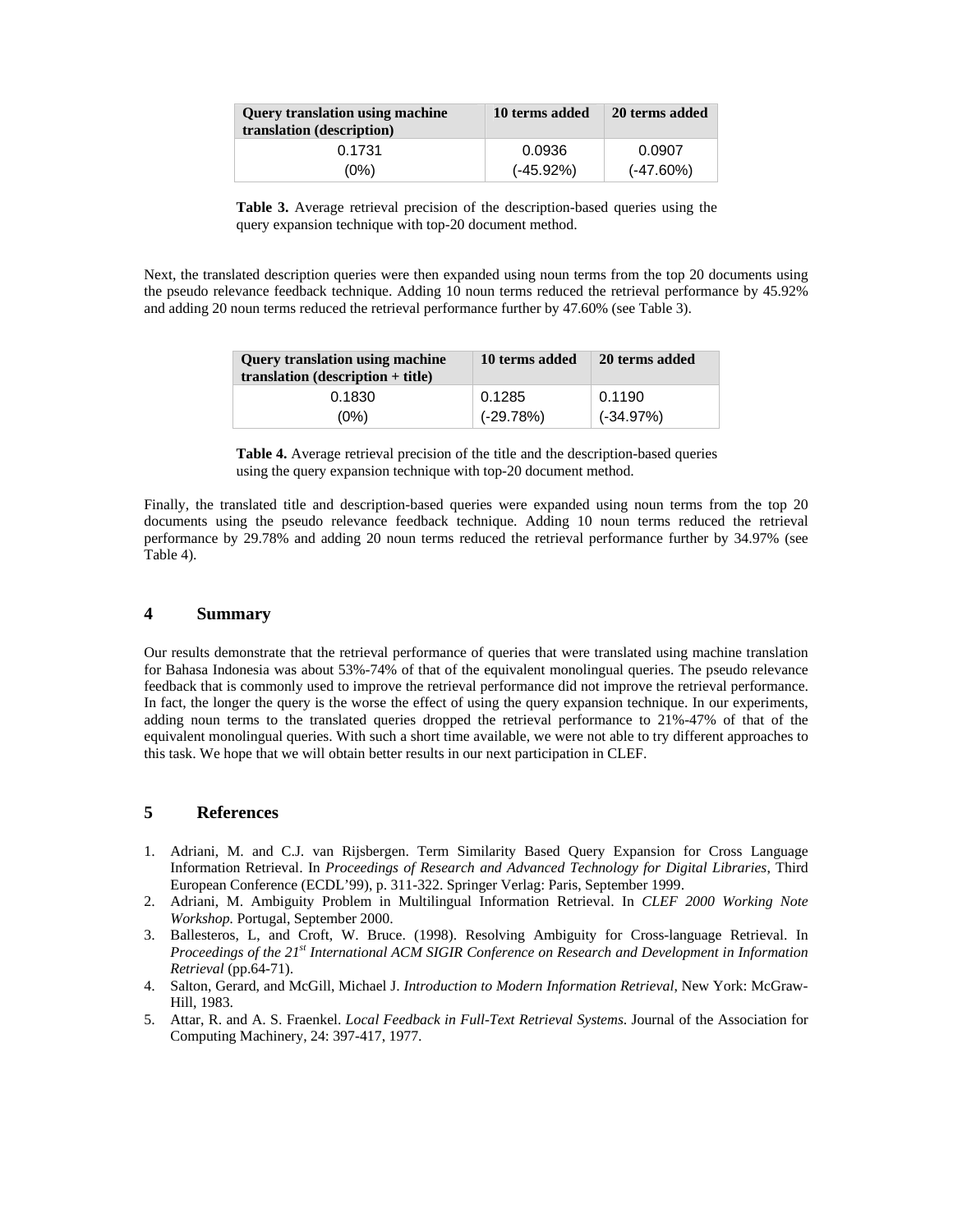| Query translation using machine translation (description) | 10 terms added | 20 terms added |
| --- | --- | --- |
| 0.1731<br>(0%) | 0.0936<br>(-45.92%) | 0.0907<br>(-47.60%) |

**Table 3.** Average retrieval precision of the description-based queries using the query expansion technique with top-20 document method.

Next, the translated description queries were then expanded using noun terms from the top 20 documents using the pseudo relevance feedback technique. Adding 10 noun terms reduced the retrieval performance by 45.92% and adding 20 noun terms reduced the retrieval performance further by 47.60% (see Table 3).

| Query translation using machine translation (description + title) | 10 terms added | 20 terms added |
| --- | --- | --- |
| 0.1830<br>(0%) | 0.1285<br>(-29.78%) | 0.1190<br>(-34.97%) |

**Table 4.** Average retrieval precision of the title and the description-based queries using the query expansion technique with top-20 document method.

Finally, the translated title and description-based queries were expanded using noun terms from the top 20 documents using the pseudo relevance feedback technique. Adding 10 noun terms reduced the retrieval performance by 29.78% and adding 20 noun terms reduced the retrieval performance further by 34.97% (see Table 4).

## 4 Summary

Our results demonstrate that the retrieval performance of queries that were translated using machine translation for Bahasa Indonesia was about 53%-74% of that of the equivalent monolingual queries. The pseudo relevance feedback that is commonly used to improve the retrieval performance did not improve the retrieval performance. In fact, the longer the query is the worse the effect of using the query expansion technique. In our experiments, adding noun terms to the translated queries dropped the retrieval performance to 21%-47% of that of the equivalent monolingual queries. With such a short time available, we were not able to try different approaches to this task. We hope that we will obtain better results in our next participation in CLEF.

## 5 References

1. Adriani, M. and C.J. van Rijsbergen. Term Similarity Based Query Expansion for Cross Language Information Retrieval. In *Proceedings of Research and Advanced Technology for Digital Libraries*, Third European Conference (ECDL'99), p. 311-322. Springer Verlag: Paris, September 1999.
2. Adriani, M. Ambiguity Problem in Multilingual Information Retrieval. In *CLEF 2000 Working Note Workshop.* Portugal, September 2000.
3. Ballesteros, L, and Croft, W. Bruce. (1998). Resolving Ambiguity for Cross-language Retrieval. In *Proceedings of the 21st International ACM SIGIR Conference on Research and Development in Information Retrieval* (pp.64-71).
4. Salton, Gerard, and McGill, Michael J. *Introduction to Modern Information Retrieval*, New York: McGraw-Hill, 1983.
5. Attar, R. and A. S. Fraenkel. *Local Feedback in Full-Text Retrieval Systems*. Journal of the Association for Computing Machinery, 24: 397-417, 1977.